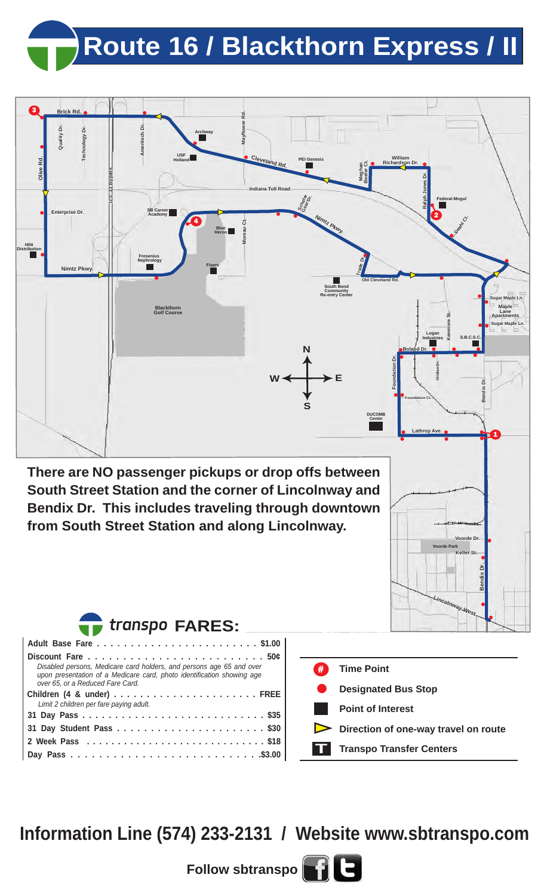# Route 16 / Blackthorn Express / II

Brick Rd.
Quality Dr.
Technology Dr.
Ameritech Dr.
Mayflower Rd.
Archway
Olive Rd.
USF Holland
Cleveland Rd.
PEI Genesis
Meghan Beeler Ct.
William Richardson Dr.
US-31 Bypass
Indiana Toll Road
Ralph Jones Dr.
Federal-Mogul
Enterprise Dr.
SB Career Academy
Schafer Gear Dr.
Nimtz Pkwy.
Blue Heron
Moreau Ct.
Deahl Ct.
Hilti Distribution
Fresenius Nephrology
Fiserv
Trade Dr.
Nimtz Pkwy.
Old Cleveland Rd.
South Bend Community Re-entry Center
Sugar Maple Ln.
Blackthorn Golf Course
Maple Lane Apartments
Sugar Maple Ln.
Kenmore St.
Logan Industries
S.B.C.S.C.
Boland Dr.
Foundation Dr.
Viridian Dr.
Bendix Dr.
Foundation Ct.
DUCOMB Center
Lathrop Ave.
Voorde Dr.
Voorde Park
Keller St.
Bendix Dr.
Lincolnway West

N W E S

**There are NO passenger pickups or drop offs between South Street Station and the corner of Lincolnway and Bendix Dr. This includes traveling through downtown from South Street Station and along Lincolnway.**

## transpo FARES:

| | |
|---|---|
| **Adult Base Fare** | **$1.00** |
| **Discount Fare** <br> *Disabled persons, Medicare card holders, and persons age 65 and over upon presentation of a Medicare card, photo identification showing age over 65, or a Reduced Fare Card.* | **50¢** |
| **Children (4 & under)** <br> *Limit 2 children per fare paying adult.* | **FREE** |
| **31 Day Pass** | **$35** |
| **31 Day Student Pass** | **$30** |
| **2 Week Pass** | **$18** |
| **Day Pass** | **$3.00** |

- **#** Time Point
- Designated Bus Stop
- Point of Interest
- Direction of one-way travel on route
- **T** Transpo Transfer Centers

**Information Line (574) 233-2131 / Website www.sbtranspo.com**

**Follow sbtranspo**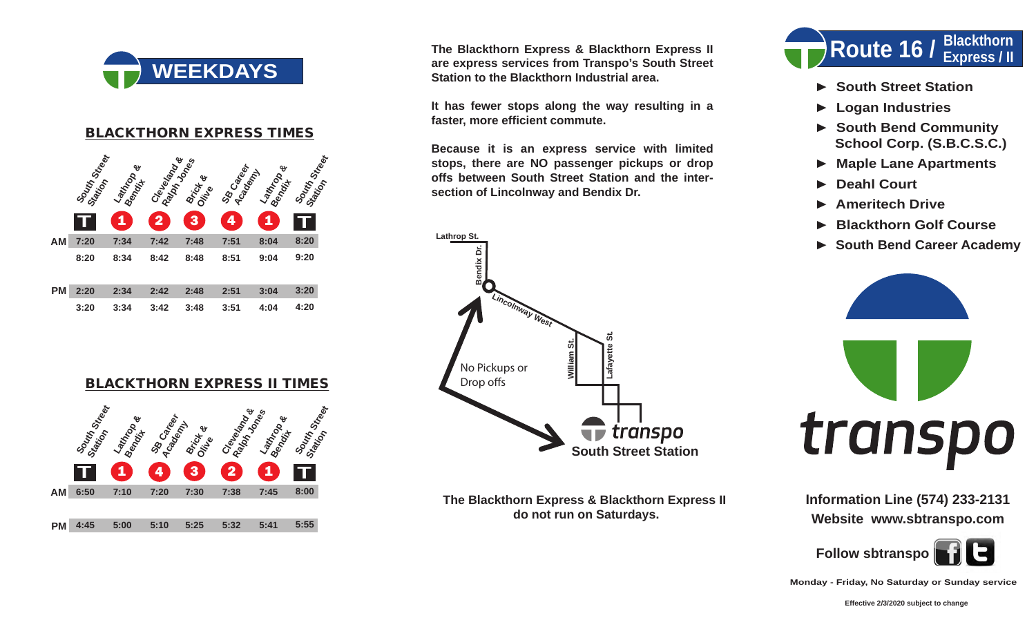# WEEKDAYS

## BLACKTHORN EXPRESS TIMES

| | South Street Station (T) | Lathrop & Bendix (1) | Cleveland & Ralph Jones (2) | Brick & Olive (3) | SB Career Academy (4) | Lathrop & Bendix (1) | South Street Station (T) |
|---|---|---|---|---|---|---|---|
| AM | 7:20 | 7:34 | 7:42 | 7:48 | 7:51 | 8:04 | 8:20 |
| | 8:20 | 8:34 | 8:42 | 8:48 | 8:51 | 9:04 | 9:20 |
| PM | 2:20 | 2:34 | 2:42 | 2:48 | 2:51 | 3:04 | 3:20 |
| | 3:20 | 3:34 | 3:42 | 3:48 | 3:51 | 4:04 | 4:20 |

## BLACKTHORN EXPRESS II TIMES

| | South Street Station (T) | Lathrop & Bendix (1) | SB Career Academy (4) | Brick & Olive (3) | Cleveland & Ralph Jones (2) | Lathrop & Bendix (1) | South Street Station (T) |
|---|---|---|---|---|---|---|---|
| AM | 6:50 | 7:10 | 7:20 | 7:30 | 7:38 | 7:45 | 8:00 |
| PM | 4:45 | 5:00 | 5:10 | 5:25 | 5:32 | 5:41 | 5:55 |

**The Blackthorn Express & Blackthorn Express II are express services from Transpo's South Street Station to the Blackthorn Industrial area.**

**It has fewer stops along the way resulting in a faster, more efficient commute.**

**Because it is an express service with limited stops, there are NO passenger pickups or drop offs between South Street Station and the intersection of Lincolnway and Bendix Dr.**

Lathrop St.
Bendix Dr.
Lincolnway West
William St.
Lafayette St.
No Pickups or Drop offs
transpo
South Street Station

**The Blackthorn Express & Blackthorn Express II do not run on Saturdays.**

# Route 16 / Blackthorn Express / II

- South Street Station
- Logan Industries
- South Bend Community School Corp. (S.B.C.S.C.)
- Maple Lane Apartments
- Deahl Court
- Ameritech Drive
- Blackthorn Golf Course
- South Bend Career Academy

transpo

**Information Line (574) 233-2131**
**Website www.sbtranspo.com**

**Follow sbtranspo**

**Monday - Friday, No Saturday or Sunday service**

**Effective 2/3/2020 subject to change**